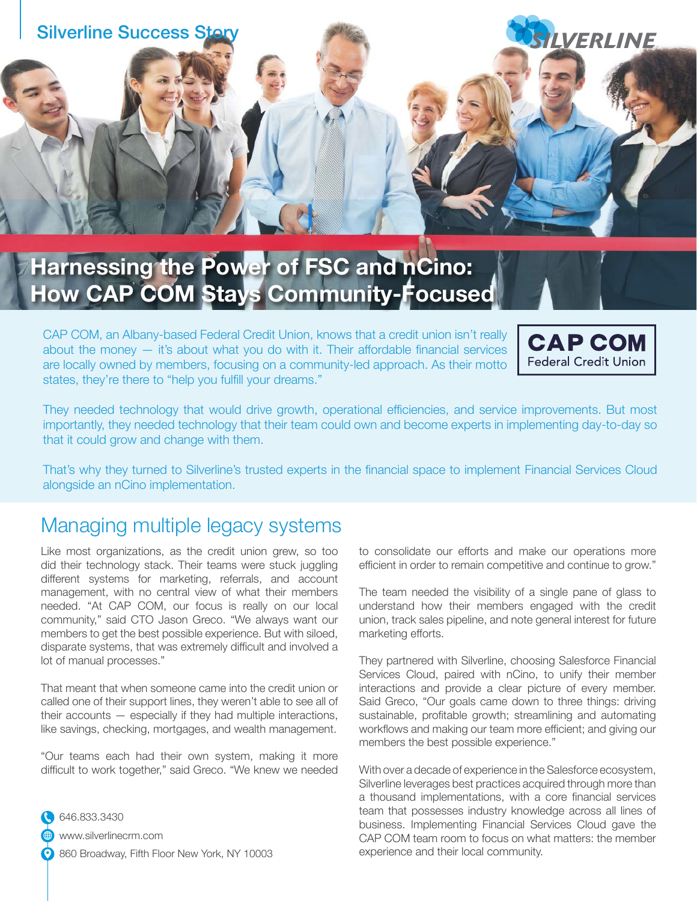Silverline Success Story

# Harnessing the Power of FSC and nCino: How CAP COM Stays Community-Focused

CAP COM, an Albany-based Federal Credit Union, knows that a credit union isn't really about the money — it's about what you do with it. Their affordable financial services are locally owned by members, focusing on a community-led approach. As their motto states, they're there to "help you fulfill your dreams."

CAP COM Federal Credit Union

They needed technology that would drive growth, operational efficiencies, and service improvements. But most importantly, they needed technology that their team could own and become experts in implementing day-to-day so that it could grow and change with them.

That's why they turned to Silverline's trusted experts in the financial space to implement Financial Services Cloud alongside an nCino implementation.

## Managing multiple legacy systems

Like most organizations, as the credit union grew, so too did their technology stack. Their teams were stuck juggling different systems for marketing, referrals, and account management, with no central view of what their members needed. "At CAP COM, our focus is really on our local community," said CTO Jason Greco. "We always want our members to get the best possible experience. But with siloed, disparate systems, that was extremely difficult and involved a lot of manual processes."

That meant that when someone came into the credit union or called one of their support lines, they weren't able to see all of their accounts — especially if they had multiple interactions, like savings, checking, mortgages, and wealth management.

"Our teams each had their own system, making it more difficult to work together," said Greco. "We knew we needed to consolidate our efforts and make our operations more efficient in order to remain competitive and continue to grow."

The team needed the visibility of a single pane of glass to understand how their members engaged with the credit union, track sales pipeline, and note general interest for future marketing efforts.

They partnered with Silverline, choosing Salesforce Financial Services Cloud, paired with nCino, to unify their member interactions and provide a clear picture of every member. Said Greco, "Our goals came down to three things: driving sustainable, profitable growth; streamlining and automating workflows and making our team more efficient; and giving our members the best possible experience."

With over a decade of experience in the Salesforce ecosystem, Silverline leverages best practices acquired through more than a thousand implementations, with a core financial services team that possesses industry knowledge across all lines of business. Implementing Financial Services Cloud gave the CAP COM team room to focus on what matters: the member experience and their local community.

646.833.3430
www.silverlinecrm.com
860 Broadway, Fifth Floor New York, NY 10003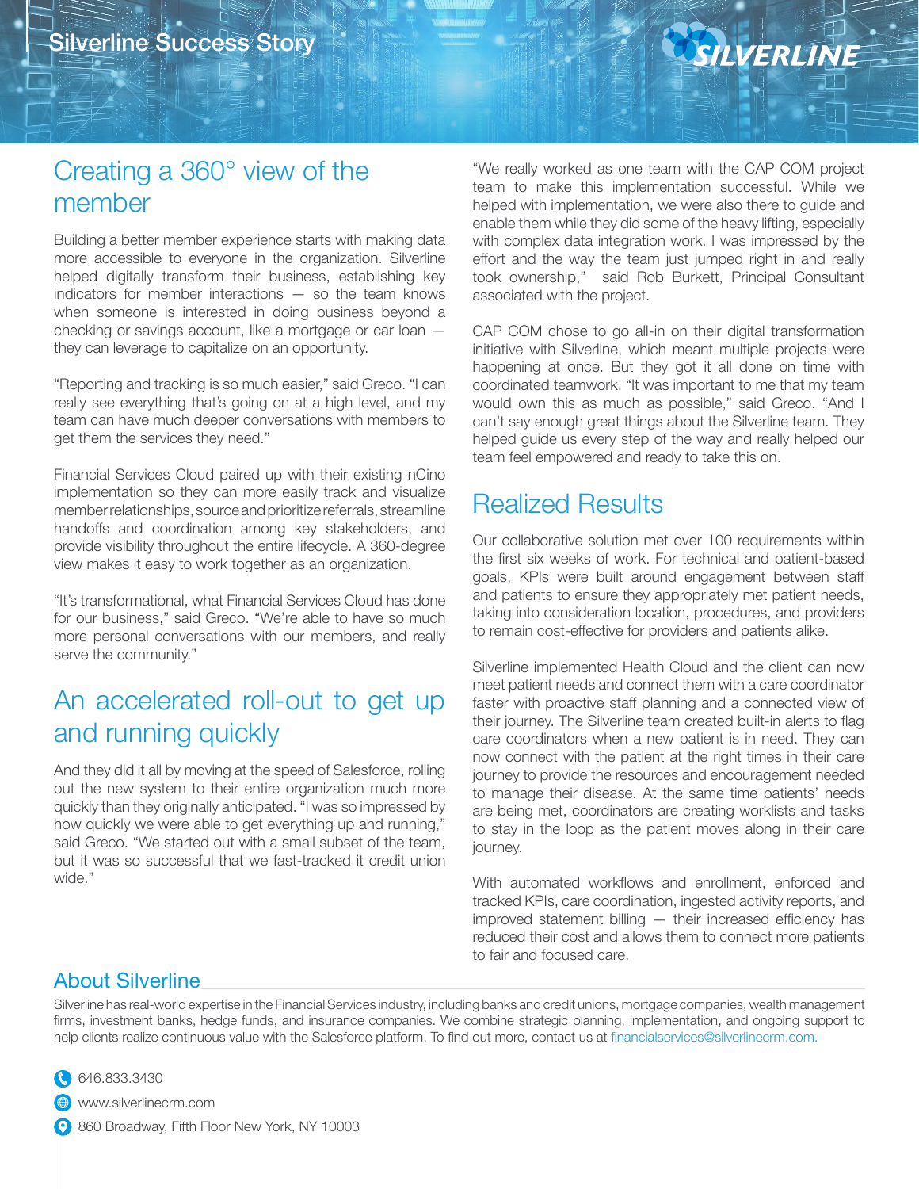## Creating a 360° view of the member

Building a better member experience starts with making data more accessible to everyone in the organization. Silverline helped digitally transform their business, establishing key indicators for member interactions — so the team knows when someone is interested in doing business beyond a checking or savings account, like a mortgage or car loan — they can leverage to capitalize on an opportunity.

"Reporting and tracking is so much easier," said Greco. "I can really see everything that's going on at a high level, and my team can have much deeper conversations with members to get them the services they need."

Financial Services Cloud paired up with their existing nCino implementation so they can more easily track and visualize member relationships, source and prioritize referrals, streamline handoffs and coordination among key stakeholders, and provide visibility throughout the entire lifecycle. A 360-degree view makes it easy to work together as an organization.

"It's transformational, what Financial Services Cloud has done for our business," said Greco. "We're able to have so much more personal conversations with our members, and really serve the community."

## An accelerated roll-out to get up and running quickly

And they did it all by moving at the speed of Salesforce, rolling out the new system to their entire organization much more quickly than they originally anticipated. "I was so impressed by how quickly we were able to get everything up and running," said Greco. "We started out with a small subset of the team, but it was so successful that we fast-tracked it credit union wide."

"We really worked as one team with the CAP COM project team to make this implementation successful. While we helped with implementation, we were also there to guide and enable them while they did some of the heavy lifting, especially with complex data integration work. I was impressed by the effort and the way the team just jumped right in and really took ownership," said Rob Burkett, Principal Consultant associated with the project.

CAP COM chose to go all-in on their digital transformation initiative with Silverline, which meant multiple projects were happening at once. But they got it all done on time with coordinated teamwork. "It was important to me that my team would own this as much as possible," said Greco. "And I can't say enough great things about the Silverline team. They helped guide us every step of the way and really helped our team feel empowered and ready to take this on.

## Realized Results

Our collaborative solution met over 100 requirements within the first six weeks of work. For technical and patient-based goals, KPIs were built around engagement between staff and patients to ensure they appropriately met patient needs, taking into consideration location, procedures, and providers to remain cost-effective for providers and patients alike.

Silverline implemented Health Cloud and the client can now meet patient needs and connect them with a care coordinator faster with proactive staff planning and a connected view of their journey. The Silverline team created built-in alerts to flag care coordinators when a new patient is in need. They can now connect with the patient at the right times in their care journey to provide the resources and encouragement needed to manage their disease. At the same time patients' needs are being met, coordinators are creating worklists and tasks to stay in the loop as the patient moves along in their care journey.

With automated workflows and enrollment, enforced and tracked KPIs, care coordination, ingested activity reports, and improved statement billing — their increased efficiency has reduced their cost and allows them to connect more patients to fair and focused care.

## About Silverline

Silverline has real-world expertise in the Financial Services industry, including banks and credit unions, mortgage companies, wealth management firms, investment banks, hedge funds, and insurance companies. We combine strategic planning, implementation, and ongoing support to help clients realize continuous value with the Salesforce platform. To find out more, contact us at financialservices@silverlinecrm.com.

646.833.3430

www.silverlinecrm.com

860 Broadway, Fifth Floor New York, NY 10003